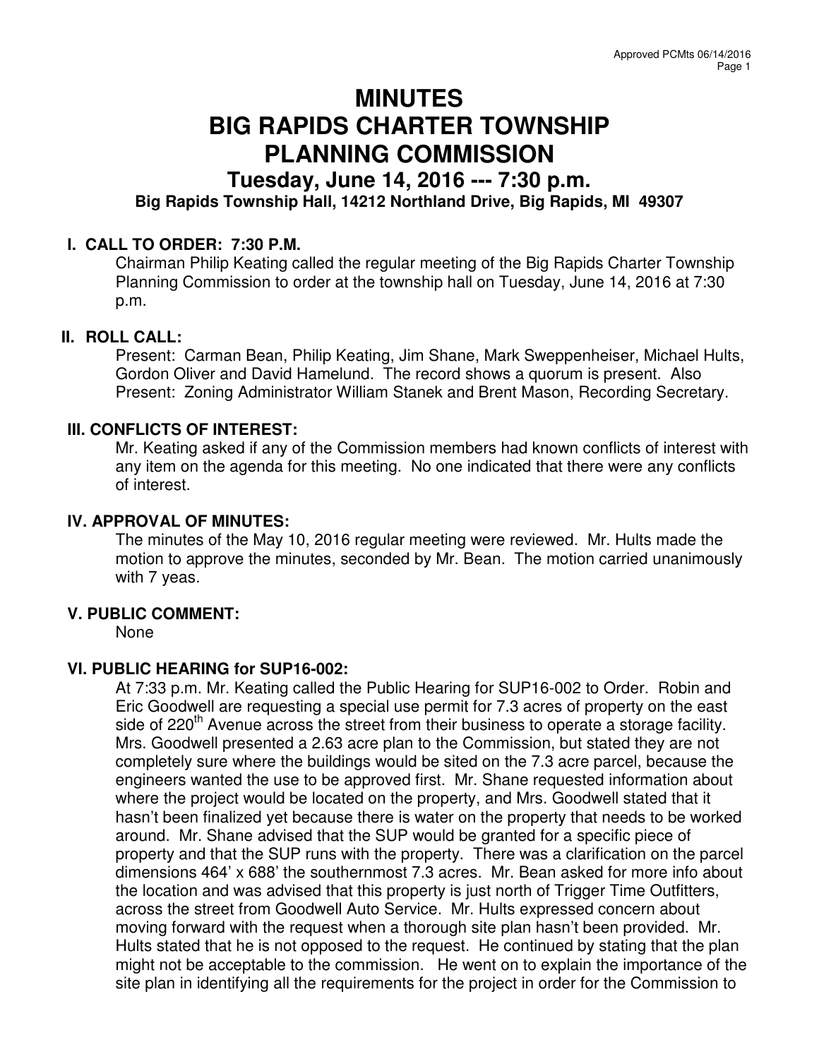# MINUTES
# BIG RAPIDS CHARTER TOWNSHIP
# PLANNING COMMISSION
## Tuesday, June 14, 2016 --- 7:30 p.m.
### Big Rapids Township Hall, 14212 Northland Drive, Big Rapids, MI 49307

**I. CALL TO ORDER: 7:30 P.M.**

Chairman Philip Keating called the regular meeting of the Big Rapids Charter Township Planning Commission to order at the township hall on Tuesday, June 14, 2016 at 7:30 p.m.

**II. ROLL CALL:**

Present: Carman Bean, Philip Keating, Jim Shane, Mark Sweppenheiser, Michael Hults, Gordon Oliver and David Hamelund. The record shows a quorum is present. Also Present: Zoning Administrator William Stanek and Brent Mason, Recording Secretary.

**III. CONFLICTS OF INTEREST:**

Mr. Keating asked if any of the Commission members had known conflicts of interest with any item on the agenda for this meeting. No one indicated that there were any conflicts of interest.

**IV. APPROVAL OF MINUTES:**

The minutes of the May 10, 2016 regular meeting were reviewed. Mr. Hults made the motion to approve the minutes, seconded by Mr. Bean. The motion carried unanimously with 7 yeas.

**V. PUBLIC COMMENT:**

None

**VI. PUBLIC HEARING for SUP16-002:**

At 7:33 p.m. Mr. Keating called the Public Hearing for SUP16-002 to Order. Robin and Eric Goodwell are requesting a special use permit for 7.3 acres of property on the east side of 220th Avenue across the street from their business to operate a storage facility. Mrs. Goodwell presented a 2.63 acre plan to the Commission, but stated they are not completely sure where the buildings would be sited on the 7.3 acre parcel, because the engineers wanted the use to be approved first. Mr. Shane requested information about where the project would be located on the property, and Mrs. Goodwell stated that it hasn't been finalized yet because there is water on the property that needs to be worked around. Mr. Shane advised that the SUP would be granted for a specific piece of property and that the SUP runs with the property. There was a clarification on the parcel dimensions 464' x 688' the southernmost 7.3 acres. Mr. Bean asked for more info about the location and was advised that this property is just north of Trigger Time Outfitters, across the street from Goodwell Auto Service. Mr. Hults expressed concern about moving forward with the request when a thorough site plan hasn't been provided. Mr. Hults stated that he is not opposed to the request. He continued by stating that the plan might not be acceptable to the commission. He went on to explain the importance of the site plan in identifying all the requirements for the project in order for the Commission to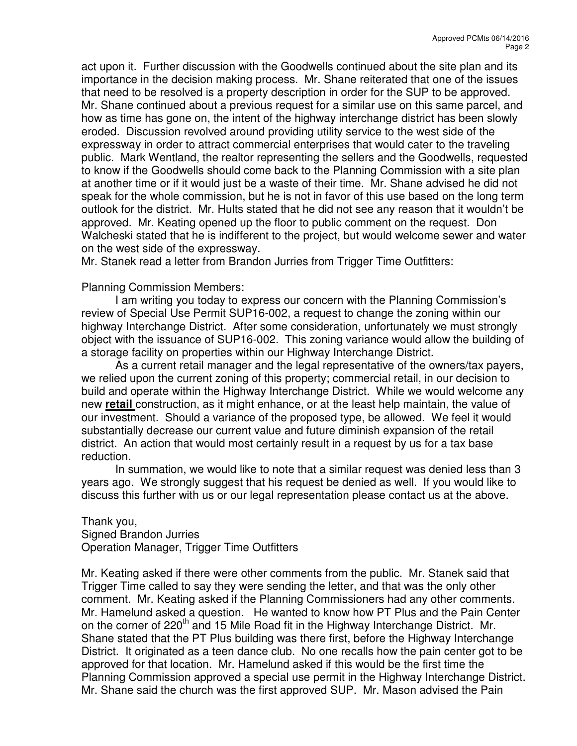act upon it. Further discussion with the Goodwells continued about the site plan and its importance in the decision making process. Mr. Shane reiterated that one of the issues that need to be resolved is a property description in order for the SUP to be approved. Mr. Shane continued about a previous request for a similar use on this same parcel, and how as time has gone on, the intent of the highway interchange district has been slowly eroded. Discussion revolved around providing utility service to the west side of the expressway in order to attract commercial enterprises that would cater to the traveling public. Mark Wentland, the realtor representing the sellers and the Goodwells, requested to know if the Goodwells should come back to the Planning Commission with a site plan at another time or if it would just be a waste of their time. Mr. Shane advised he did not speak for the whole commission, but he is not in favor of this use based on the long term outlook for the district. Mr. Hults stated that he did not see any reason that it wouldn't be approved. Mr. Keating opened up the floor to public comment on the request. Don Walcheski stated that he is indifferent to the project, but would welcome sewer and water on the west side of the expressway.

Mr. Stanek read a letter from Brandon Jurries from Trigger Time Outfitters:

Planning Commission Members:

I am writing you today to express our concern with the Planning Commission's review of Special Use Permit SUP16-002, a request to change the zoning within our highway Interchange District. After some consideration, unfortunately we must strongly object with the issuance of SUP16-002. This zoning variance would allow the building of a storage facility on properties within our Highway Interchange District.

As a current retail manager and the legal representative of the owners/tax payers, we relied upon the current zoning of this property; commercial retail, in our decision to build and operate within the Highway Interchange District. While we would welcome any new **<u>retail</u>** construction, as it might enhance, or at the least help maintain, the value of our investment. Should a variance of the proposed type, be allowed. We feel it would substantially decrease our current value and future diminish expansion of the retail district. An action that would most certainly result in a request by us for a tax base reduction.

In summation, we would like to note that a similar request was denied less than 3 years ago. We strongly suggest that his request be denied as well. If you would like to discuss this further with us or our legal representation please contact us at the above.

Thank you,
Signed Brandon Jurries
Operation Manager, Trigger Time Outfitters

Mr. Keating asked if there were other comments from the public. Mr. Stanek said that Trigger Time called to say they were sending the letter, and that was the only other comment. Mr. Keating asked if the Planning Commissioners had any other comments. Mr. Hamelund asked a question. He wanted to know how PT Plus and the Pain Center on the corner of 220th and 15 Mile Road fit in the Highway Interchange District. Mr. Shane stated that the PT Plus building was there first, before the Highway Interchange District. It originated as a teen dance club. No one recalls how the pain center got to be approved for that location. Mr. Hamelund asked if this would be the first time the Planning Commission approved a special use permit in the Highway Interchange District. Mr. Shane said the church was the first approved SUP. Mr. Mason advised the Pain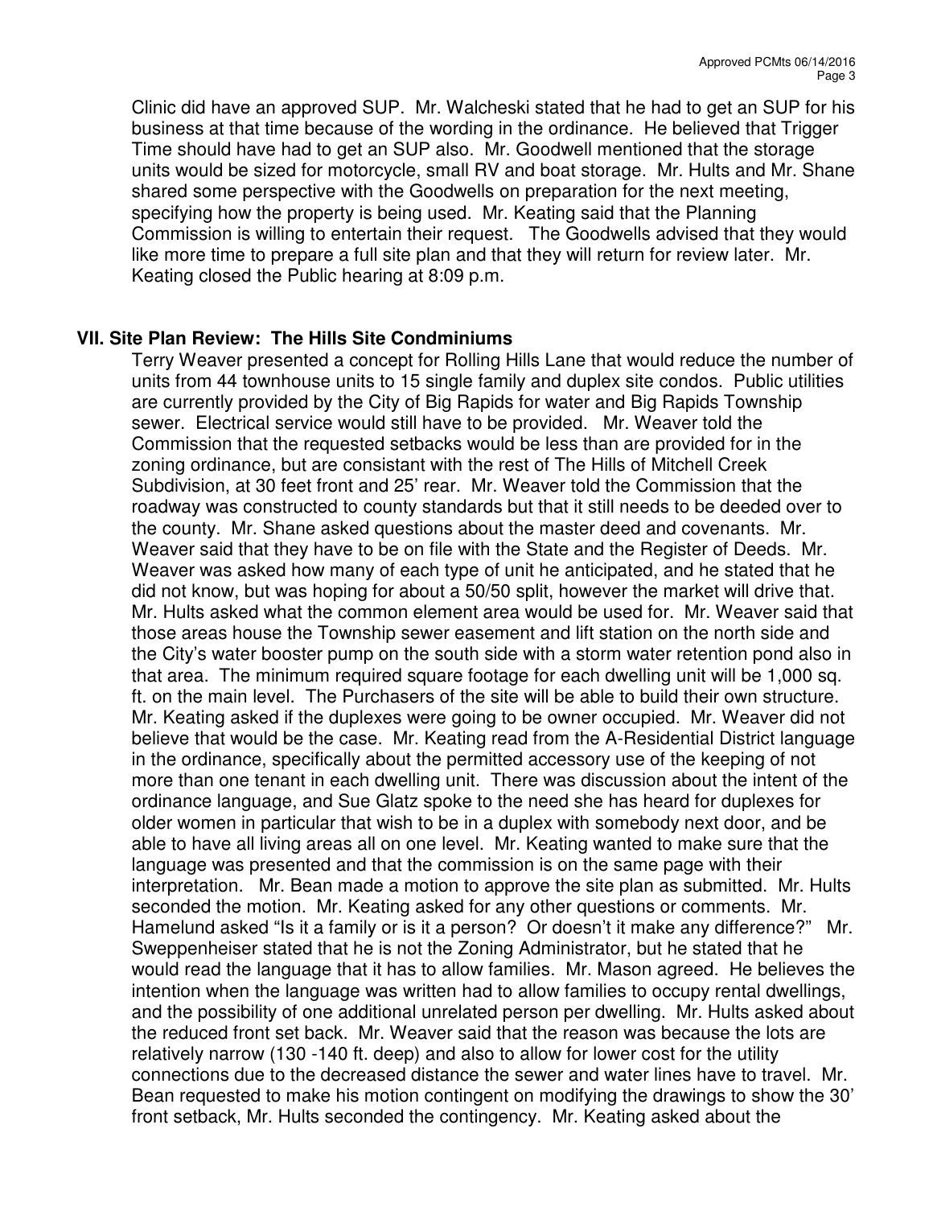Clinic did have an approved SUP. Mr. Walcheski stated that he had to get an SUP for his business at that time because of the wording in the ordinance. He believed that Trigger Time should have had to get an SUP also. Mr. Goodwell mentioned that the storage units would be sized for motorcycle, small RV and boat storage. Mr. Hults and Mr. Shane shared some perspective with the Goodwells on preparation for the next meeting, specifying how the property is being used. Mr. Keating said that the Planning Commission is willing to entertain their request. The Goodwells advised that they would like more time to prepare a full site plan and that they will return for review later. Mr. Keating closed the Public hearing at 8:09 p.m.

## VII. Site Plan Review: The Hills Site Condminiums

Terry Weaver presented a concept for Rolling Hills Lane that would reduce the number of units from 44 townhouse units to 15 single family and duplex site condos. Public utilities are currently provided by the City of Big Rapids for water and Big Rapids Township sewer. Electrical service would still have to be provided. Mr. Weaver told the Commission that the requested setbacks would be less than are provided for in the zoning ordinance, but are consistant with the rest of The Hills of Mitchell Creek Subdivision, at 30 feet front and 25' rear. Mr. Weaver told the Commission that the roadway was constructed to county standards but that it still needs to be deeded over to the county. Mr. Shane asked questions about the master deed and covenants. Mr. Weaver said that they have to be on file with the State and the Register of Deeds. Mr. Weaver was asked how many of each type of unit he anticipated, and he stated that he did not know, but was hoping for about a 50/50 split, however the market will drive that. Mr. Hults asked what the common element area would be used for. Mr. Weaver said that those areas house the Township sewer easement and lift station on the north side and the City's water booster pump on the south side with a storm water retention pond also in that area. The minimum required square footage for each dwelling unit will be 1,000 sq. ft. on the main level. The Purchasers of the site will be able to build their own structure. Mr. Keating asked if the duplexes were going to be owner occupied. Mr. Weaver did not believe that would be the case. Mr. Keating read from the A-Residential District language in the ordinance, specifically about the permitted accessory use of the keeping of not more than one tenant in each dwelling unit. There was discussion about the intent of the ordinance language, and Sue Glatz spoke to the need she has heard for duplexes for older women in particular that wish to be in a duplex with somebody next door, and be able to have all living areas all on one level. Mr. Keating wanted to make sure that the language was presented and that the commission is on the same page with their interpretation. Mr. Bean made a motion to approve the site plan as submitted. Mr. Hults seconded the motion. Mr. Keating asked for any other questions or comments. Mr. Hamelund asked "Is it a family or is it a person? Or doesn't it make any difference?" Mr. Sweppenheiser stated that he is not the Zoning Administrator, but he stated that he would read the language that it has to allow families. Mr. Mason agreed. He believes the intention when the language was written had to allow families to occupy rental dwellings, and the possibility of one additional unrelated person per dwelling. Mr. Hults asked about the reduced front set back. Mr. Weaver said that the reason was because the lots are relatively narrow (130 -140 ft. deep) and also to allow for lower cost for the utility connections due to the decreased distance the sewer and water lines have to travel. Mr. Bean requested to make his motion contingent on modifying the drawings to show the 30' front setback, Mr. Hults seconded the contingency. Mr. Keating asked about the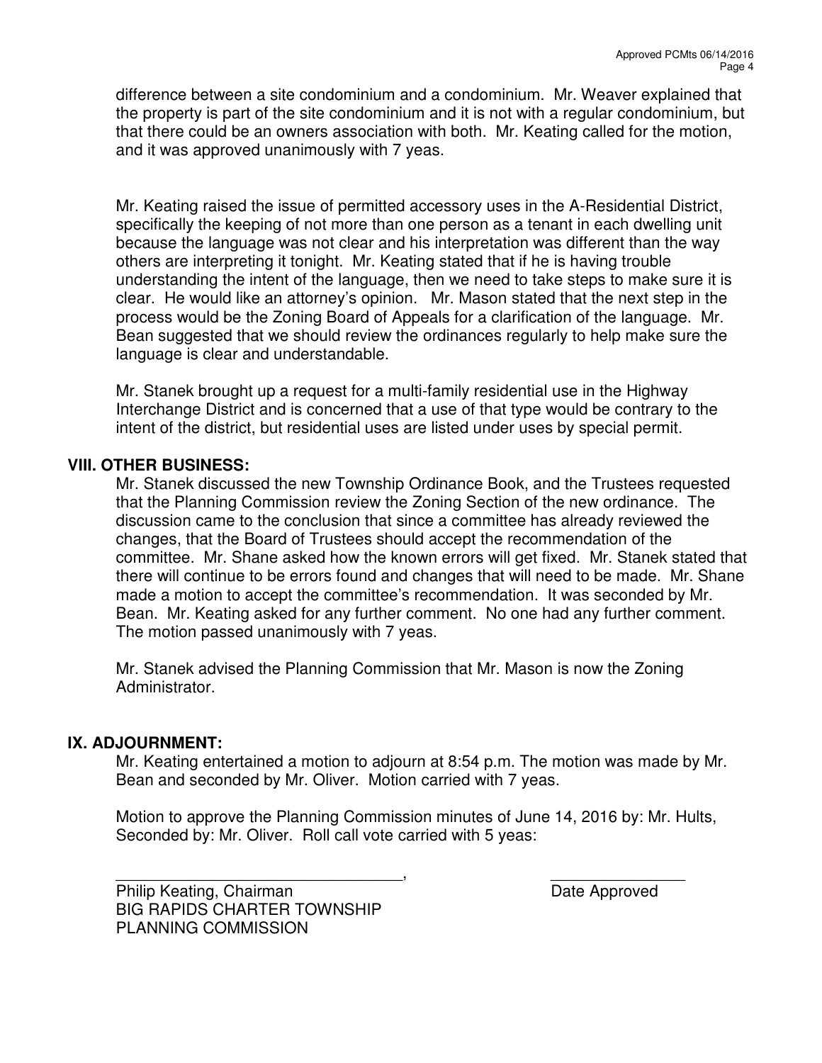difference between a site condominium and a condominium. Mr. Weaver explained that the property is part of the site condominium and it is not with a regular condominium, but that there could be an owners association with both. Mr. Keating called for the motion, and it was approved unanimously with 7 yeas.

Mr. Keating raised the issue of permitted accessory uses in the A-Residential District, specifically the keeping of not more than one person as a tenant in each dwelling unit because the language was not clear and his interpretation was different than the way others are interpreting it tonight. Mr. Keating stated that if he is having trouble understanding the intent of the language, then we need to take steps to make sure it is clear. He would like an attorney's opinion. Mr. Mason stated that the next step in the process would be the Zoning Board of Appeals for a clarification of the language. Mr. Bean suggested that we should review the ordinances regularly to help make sure the language is clear and understandable.

Mr. Stanek brought up a request for a multi-family residential use in the Highway Interchange District and is concerned that a use of that type would be contrary to the intent of the district, but residential uses are listed under uses by special permit.

## VIII. OTHER BUSINESS:

Mr. Stanek discussed the new Township Ordinance Book, and the Trustees requested that the Planning Commission review the Zoning Section of the new ordinance. The discussion came to the conclusion that since a committee has already reviewed the changes, that the Board of Trustees should accept the recommendation of the committee. Mr. Shane asked how the known errors will get fixed. Mr. Stanek stated that there will continue to be errors found and changes that will need to be made. Mr. Shane made a motion to accept the committee's recommendation. It was seconded by Mr. Bean. Mr. Keating asked for any further comment. No one had any further comment. The motion passed unanimously with 7 yeas.

Mr. Stanek advised the Planning Commission that Mr. Mason is now the Zoning Administrator.

## IX. ADJOURNMENT:

Mr. Keating entertained a motion to adjourn at 8:54 p.m. The motion was made by Mr. Bean and seconded by Mr. Oliver. Motion carried with 7 yeas.

Motion to approve the Planning Commission minutes of June 14, 2016 by: Mr. Hults, Seconded by: Mr. Oliver. Roll call vote carried with 5 yeas:

_________________________________, _______________

Philip Keating, Chairman Date Approved
BIG RAPIDS CHARTER TOWNSHIP
PLANNING COMMISSION